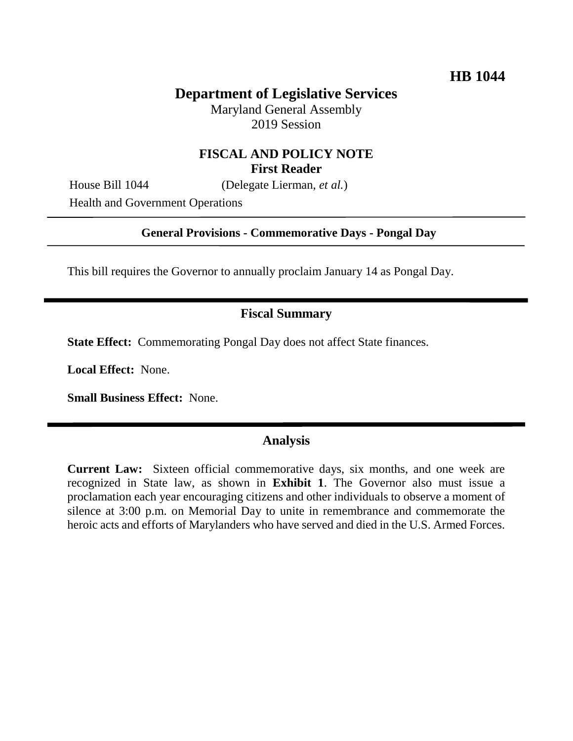**HB 1044**

# Department of Legislative Services

Maryland General Assembly
2019 Session

## FISCAL AND POLICY NOTE
**First Reader**

House Bill 1044 (Delegate Lierman, *et al.*)
Health and Government Operations

---

**General Provisions - Commemorative Days - Pongal Day**

---

This bill requires the Governor to annually proclaim January 14 as Pongal Day.

## Fiscal Summary

**State Effect:** Commemorating Pongal Day does not affect State finances.

**Local Effect:** None.

**Small Business Effect:** None.

## Analysis

**Current Law:** Sixteen official commemorative days, six months, and one week are recognized in State law, as shown in **Exhibit 1**. The Governor also must issue a proclamation each year encouraging citizens and other individuals to observe a moment of silence at 3:00 p.m. on Memorial Day to unite in remembrance and commemorate the heroic acts and efforts of Marylanders who have served and died in the U.S. Armed Forces.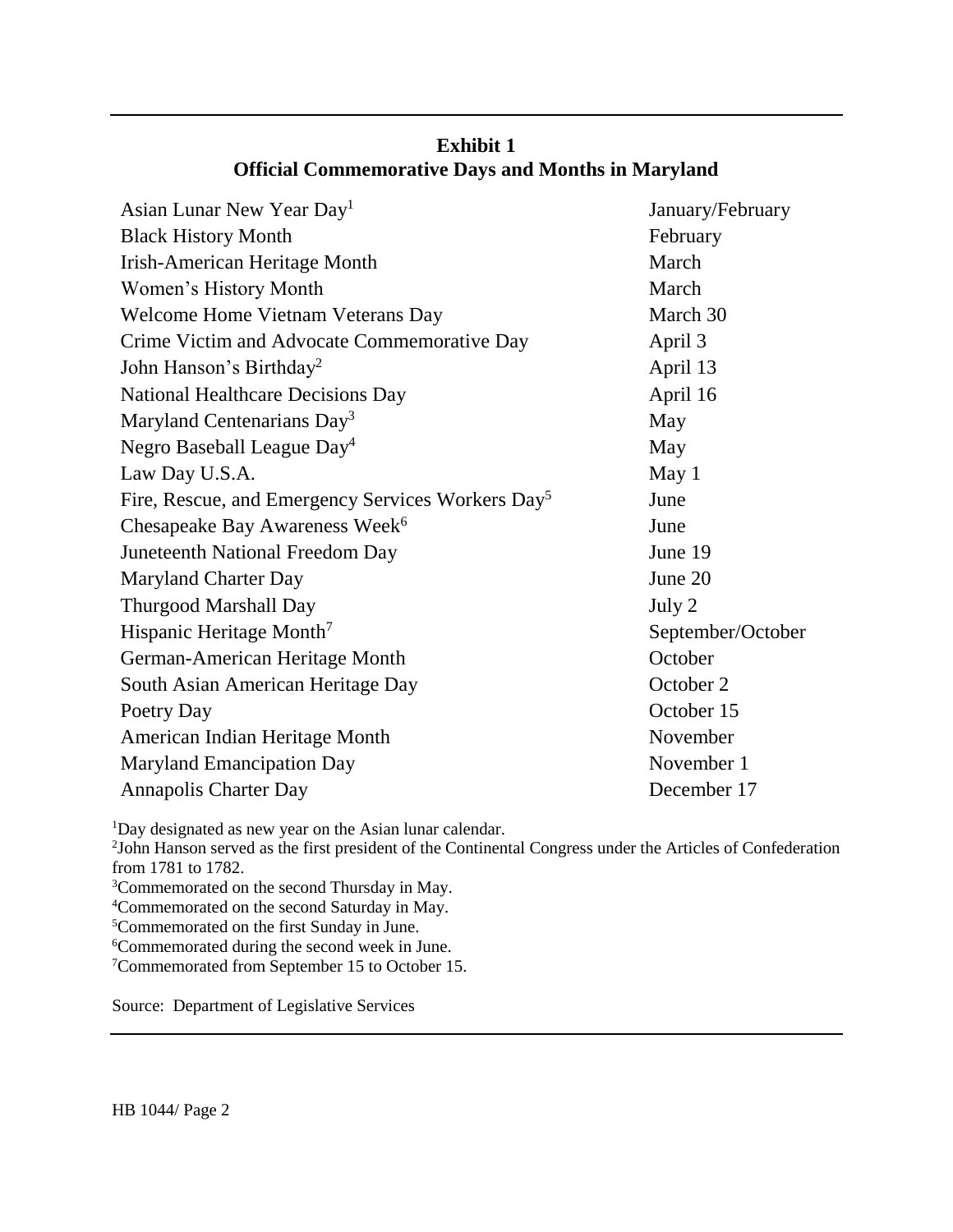**Exhibit 1**
**Official Commemorative Days and Months in Maryland**

| | |
|---|---|
| Asian Lunar New Year Day[1] | January/February |
| Black History Month | February |
| Irish-American Heritage Month | March |
| Women's History Month | March |
| Welcome Home Vietnam Veterans Day | March 30 |
| Crime Victim and Advocate Commemorative Day | April 3 |
| John Hanson's Birthday[2] | April 13 |
| National Healthcare Decisions Day | April 16 |
| Maryland Centenarians Day[3] | May |
| Negro Baseball League Day[4] | May |
| Law Day U.S.A. | May 1 |
| Fire, Rescue, and Emergency Services Workers Day[5] | June |
| Chesapeake Bay Awareness Week[6] | June |
| Juneteenth National Freedom Day | June 19 |
| Maryland Charter Day | June 20 |
| Thurgood Marshall Day | July 2 |
| Hispanic Heritage Month[7] | September/October |
| German-American Heritage Month | October |
| South Asian American Heritage Day | October 2 |
| Poetry Day | October 15 |
| American Indian Heritage Month | November |
| Maryland Emancipation Day | November 1 |
| Annapolis Charter Day | December 17 |

[1]Day designated as new year on the Asian lunar calendar.
[2]John Hanson served as the first president of the Continental Congress under the Articles of Confederation from 1781 to 1782.
[3]Commemorated on the second Thursday in May.
[4]Commemorated on the second Saturday in May.
[5]Commemorated on the first Sunday in June.
[6]Commemorated during the second week in June.
[7]Commemorated from September 15 to October 15.

Source: Department of Legislative Services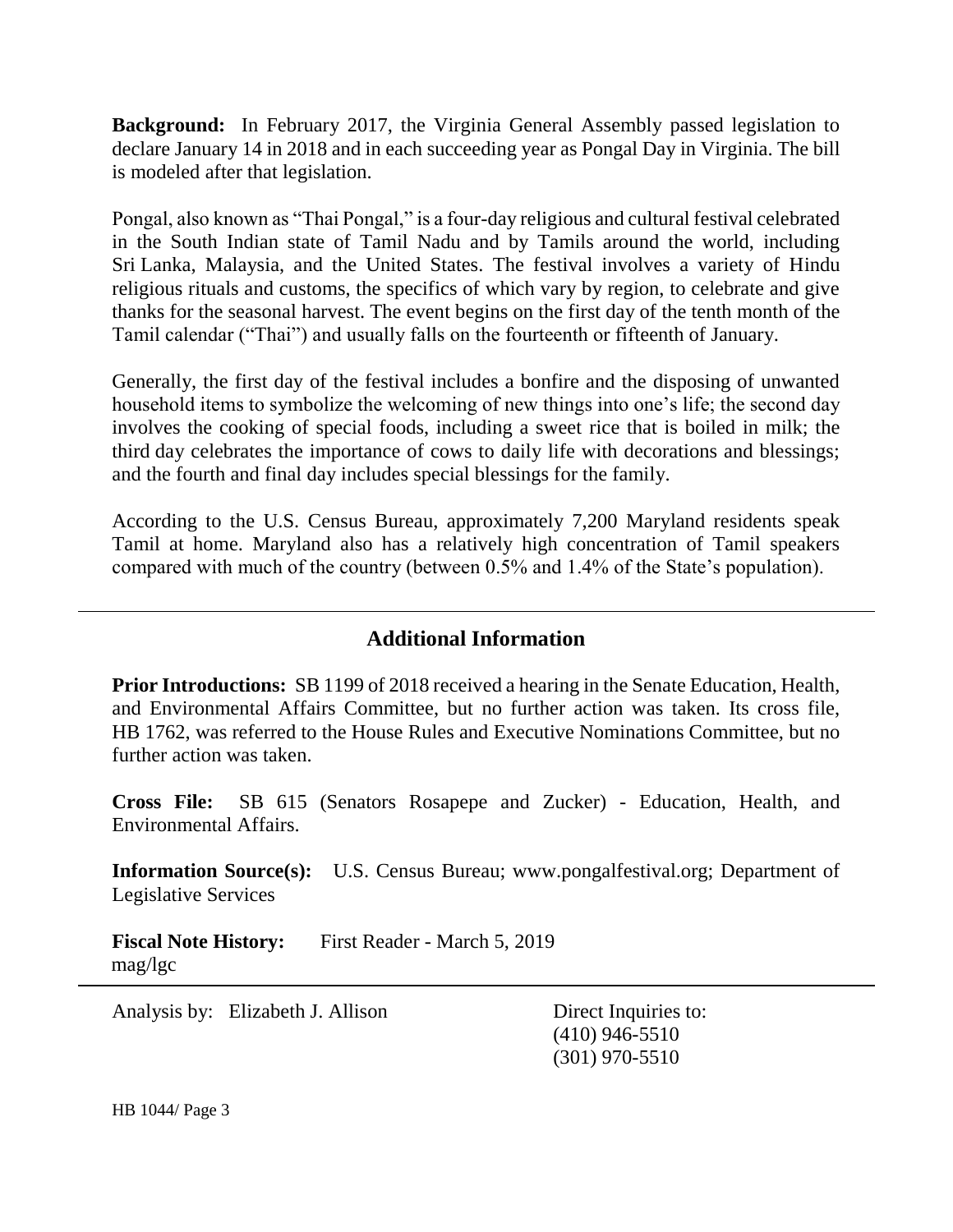**Background:** In February 2017, the Virginia General Assembly passed legislation to declare January 14 in 2018 and in each succeeding year as Pongal Day in Virginia. The bill is modeled after that legislation.

Pongal, also known as "Thai Pongal," is a four-day religious and cultural festival celebrated in the South Indian state of Tamil Nadu and by Tamils around the world, including Sri Lanka, Malaysia, and the United States. The festival involves a variety of Hindu religious rituals and customs, the specifics of which vary by region, to celebrate and give thanks for the seasonal harvest. The event begins on the first day of the tenth month of the Tamil calendar ("Thai") and usually falls on the fourteenth or fifteenth of January.

Generally, the first day of the festival includes a bonfire and the disposing of unwanted household items to symbolize the welcoming of new things into one's life; the second day involves the cooking of special foods, including a sweet rice that is boiled in milk; the third day celebrates the importance of cows to daily life with decorations and blessings; and the fourth and final day includes special blessings for the family.

According to the U.S. Census Bureau, approximately 7,200 Maryland residents speak Tamil at home. Maryland also has a relatively high concentration of Tamil speakers compared with much of the country (between 0.5% and 1.4% of the State's population).

---

## Additional Information

**Prior Introductions:** SB 1199 of 2018 received a hearing in the Senate Education, Health, and Environmental Affairs Committee, but no further action was taken. Its cross file, HB 1762, was referred to the House Rules and Executive Nominations Committee, but no further action was taken.

**Cross File:** SB 615 (Senators Rosapepe and Zucker) - Education, Health, and Environmental Affairs.

**Information Source(s):** U.S. Census Bureau; www.pongalfestival.org; Department of Legislative Services

**Fiscal Note History:** First Reader - March 5, 2019
mag/lgc

---

Analysis by: Elizabeth J. Allison

Direct Inquiries to:
(410) 946-5510
(301) 970-5510